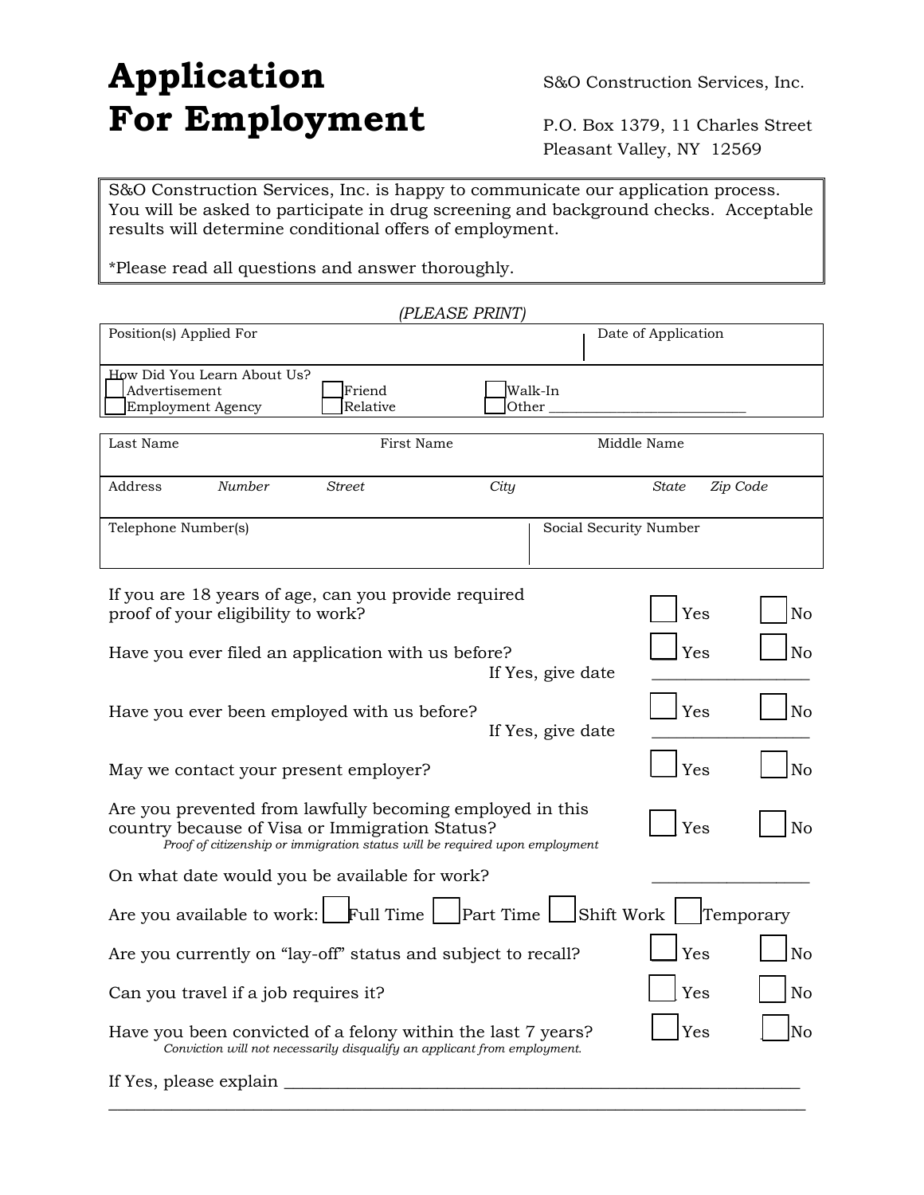# Application For Employment

S&O Construction Services, Inc.

P.O. Box 1379, 11 Charles Street
Pleasant Valley, NY 12569

S&O Construction Services, Inc. is happy to communicate our application process. You will be asked to participate in drug screening and background checks. Acceptable results will determine conditional offers of employment.

*Please read all questions and answer thoroughly.

*(PLEASE PRINT)*

| Position(s) Applied For | Date of Application |
|---|---|
| | |

How Did You Learn About Us?
- ☐ Advertisement
- ☐ Employment Agency
- ☐ Friend
- ☐ Relative
- ☐ Walk-In
- ☐ Other ____________________________

| Last Name | First Name | Middle Name |
|---|---|---|
| | | |

| Address | *Number* | *Street* | *City* | *State* | *Zip Code* |
|---|---|---|---|---|---|
| | | | | | |

| Telephone Number(s) | Social Security Number |
|---|---|
| | |

If you are 18 years of age, can you provide required proof of your eligibility to work? ☐ Yes ☐ No

Have you ever filed an application with us before? ☐ Yes ☐ No
If Yes, give date ____________________

Have you ever been employed with us before? ☐ Yes ☐ No
If Yes, give date ____________________

May we contact your present employer? ☐ Yes ☐ No

Are you prevented from lawfully becoming employed in this country because of Visa or Immigration Status? ☐ Yes ☐ No
*Proof of citizenship or immigration status will be required upon employment*

On what date would you be available for work? ____________________

Are you available to work: ☐ Full Time ☐ Part Time ☐ Shift Work ☐ Temporary

Are you currently on "lay-off" status and subject to recall? ☐ Yes ☐ No

Can you travel if a job requires it? ☐ Yes ☐ No

Have you been convicted of a felony within the last 7 years? ☐ Yes ☐ No
*Conviction will not necessarily disqualify an applicant from employment.*

If Yes, please explain ________________________________________________________________

_____________________________________________________________________________________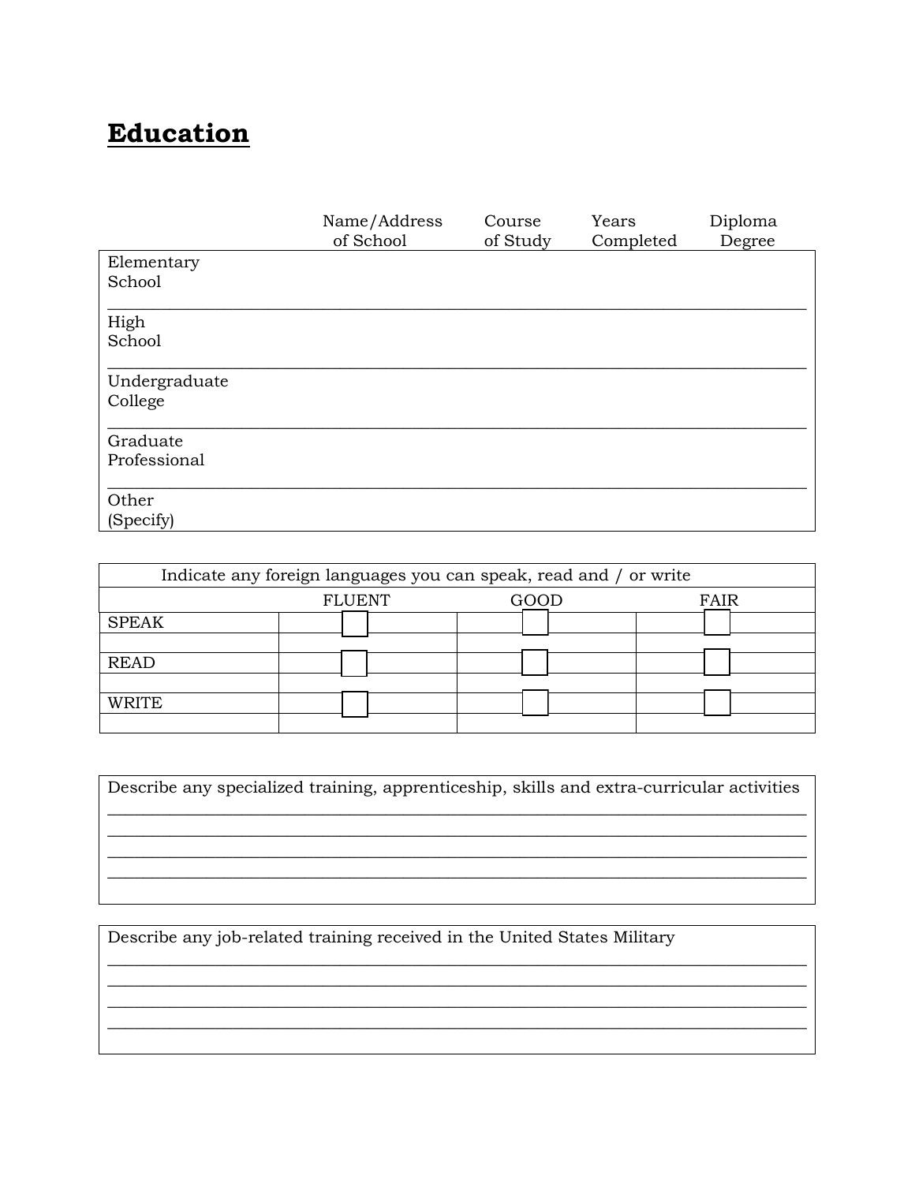# Education

| | Name/Address of School | Course of Study | Years Completed | Diploma Degree |
|---|---|---|---|---|
| Elementary School | | | | |
| High School | | | | |
| Undergraduate College | | | | |
| Graduate Professional | | | | |
| Other (Specify) | | | | |

| Indicate any foreign languages you can speak, read and / or write | | | |
|---|---|---|---|
| | FLUENT | GOOD | FAIR |
| SPEAK | ☐ | ☐ | ☐ |
| | | | |
| READ | ☐ | ☐ | ☐ |
| | | | |
| WRITE | ☐ | ☐ | ☐ |
| | | | |

Describe any specialized training, apprenticeship, skills and extra-curricular activities

______________________________________________________________________________

______________________________________________________________________________

______________________________________________________________________________

______________________________________________________________________________

Describe any job-related training received in the United States Military

______________________________________________________________________________

______________________________________________________________________________

______________________________________________________________________________

______________________________________________________________________________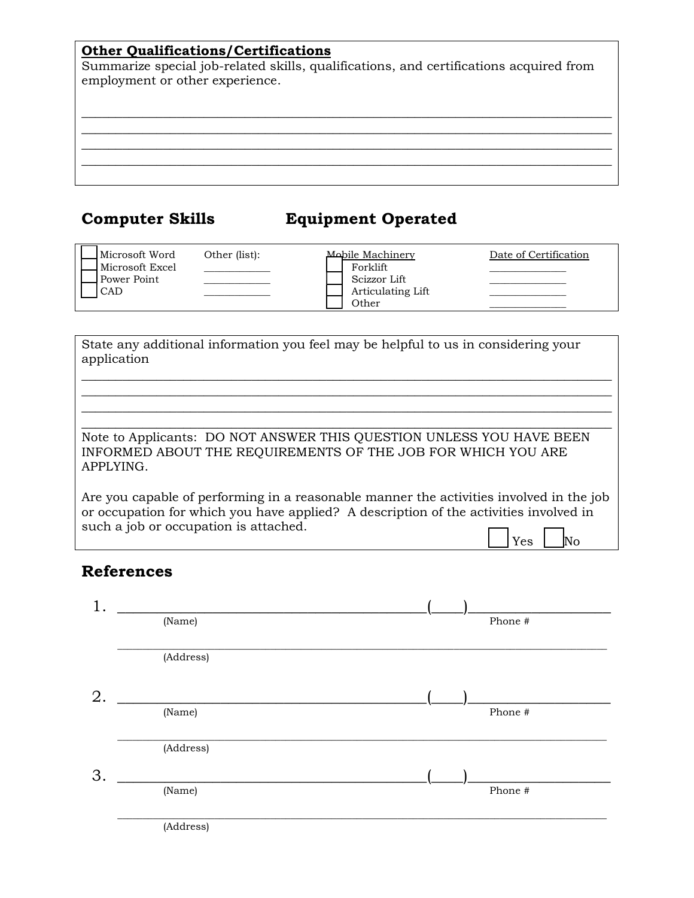**Other Qualifications/Certifications**

Summarize special job-related skills, qualifications, and certifications acquired from employment or other experience.

______________________________________________________________________________
______________________________________________________________________________
______________________________________________________________________________
______________________________________________________________________________

## Computer Skills / Equipment Operated

| Computer Skills | Other (list): | Mobile Machinery | Date of Certification |
|---|---|---|---|
| ☐ Microsoft Word | ____________ | ☐ Forklift | ______________ |
| ☐ Microsoft Excel | ____________ | ☐ Scizzor Lift | ______________ |
| ☐ Power Point | ____________ | ☐ Articulating Lift | ______________ |
| ☐ CAD | | ☐ Other | ______________ |

State any additional information you feel may be helpful to us in considering your application

______________________________________________________________________________
______________________________________________________________________________
______________________________________________________________________________
______________________________________________________________________________

Note to Applicants: DO NOT ANSWER THIS QUESTION UNLESS YOU HAVE BEEN INFORMED ABOUT THE REQUIREMENTS OF THE JOB FOR WHICH YOU ARE APPLYING.

Are you capable of performing in a reasonable manner the activities involved in the job or occupation for which you have applied? A description of the activities involved in such a job or occupation is attached.

☐ Yes ☐ No

## References

1. ________________________________________ (____)__________________
   (Name) Phone #

   ______________________________________________________________________
   (Address)

2. ________________________________________ (____)__________________
   (Name) Phone #

   ______________________________________________________________________
   (Address)

3. ________________________________________ (____)__________________
   (Name) Phone #

   ______________________________________________________________________
   (Address)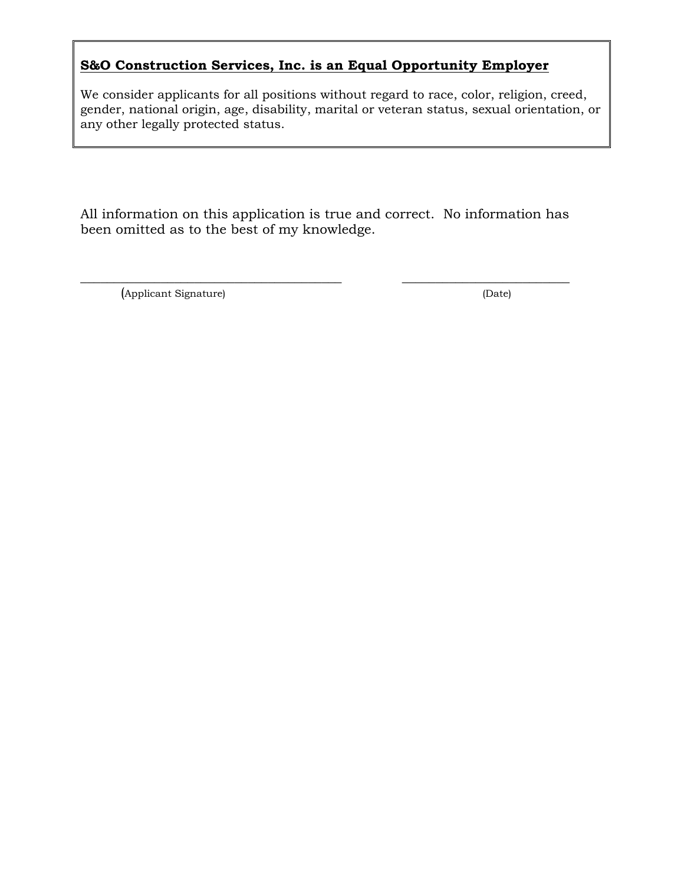**S&O Construction Services, Inc. is an Equal Opportunity Employer**

We consider applicants for all positions without regard to race, color, religion, creed, gender, national origin, age, disability, marital or veteran status, sexual orientation, or any other legally protected status.

All information on this application is true and correct. No information has been omitted as to the best of my knowledge.

\_\_\_\_\_\_\_\_\_\_\_\_\_\_\_\_\_\_\_\_\_\_\_\_\_\_\_\_\_\_\_\_\_\_\_\_\_\_\_\_ \_\_\_\_\_\_\_\_\_\_\_\_\_\_\_\_\_\_\_\_\_\_\_\_\_\_

(Applicant Signature) (Date)